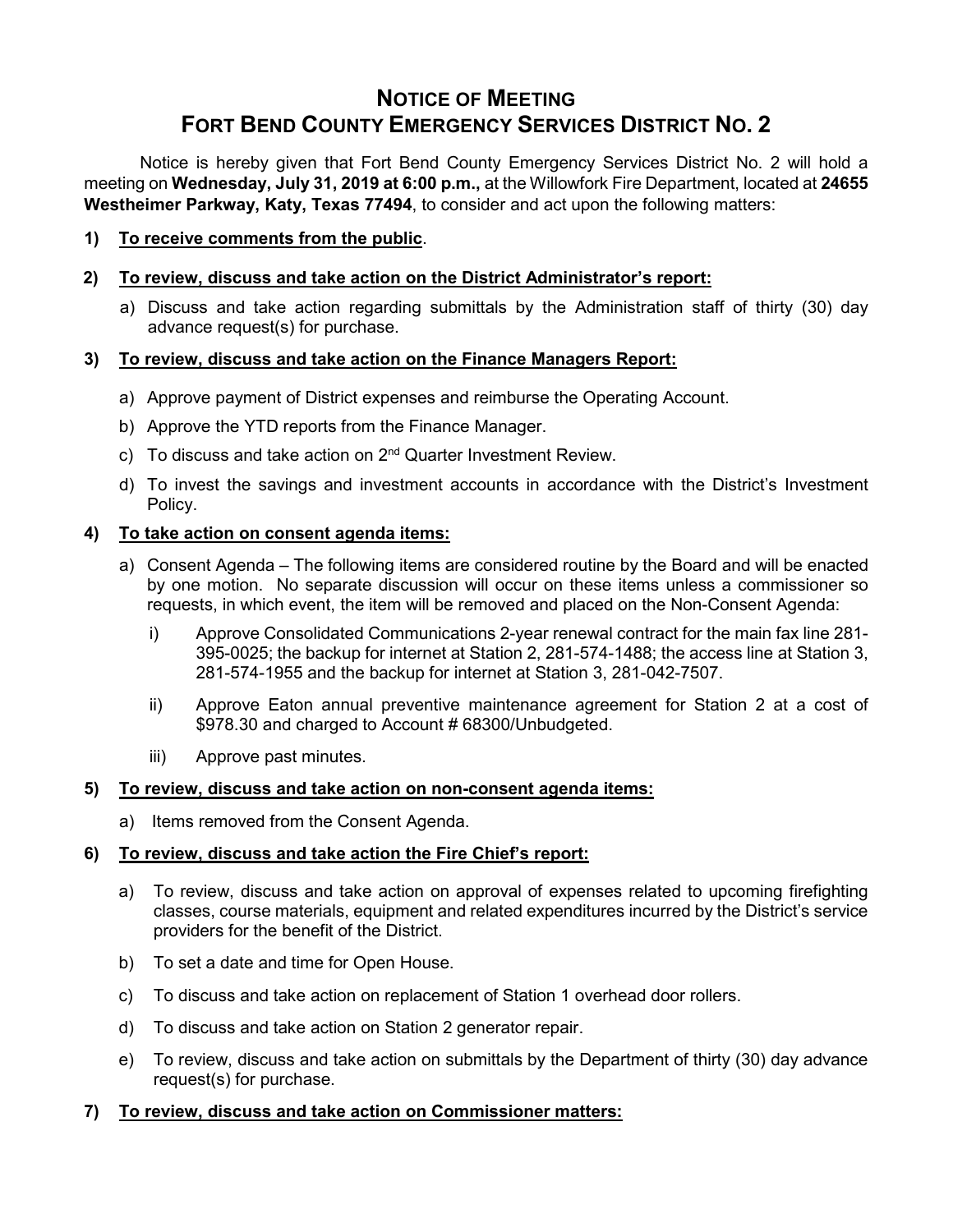# NOTICE OF MEETING
# FORT BEND COUNTY EMERGENCY SERVICES DISTRICT NO. 2

Notice is hereby given that Fort Bend County Emergency Services District No. 2 will hold a meeting on **Wednesday, July 31, 2019 at 6:00 p.m.,** at the Willowfork Fire Department, located at **24655 Westheimer Parkway, Katy, Texas 77494**, to consider and act upon the following matters:

**1) To receive comments from the public.**

**2) To review, discuss and take action on the District Administrator's report:**

a) Discuss and take action regarding submittals by the Administration staff of thirty (30) day advance request(s) for purchase.

**3) To review, discuss and take action on the Finance Managers Report:**

a) Approve payment of District expenses and reimburse the Operating Account.

b) Approve the YTD reports from the Finance Manager.

c) To discuss and take action on 2nd Quarter Investment Review.

d) To invest the savings and investment accounts in accordance with the District's Investment Policy.

**4) To take action on consent agenda items:**

a) Consent Agenda – The following items are considered routine by the Board and will be enacted by one motion. No separate discussion will occur on these items unless a commissioner so requests, in which event, the item will be removed and placed on the Non-Consent Agenda:

i) Approve Consolidated Communications 2-year renewal contract for the main fax line 281-395-0025; the backup for internet at Station 2, 281-574-1488; the access line at Station 3, 281-574-1955 and the backup for internet at Station 3, 281-042-7507.

ii) Approve Eaton annual preventive maintenance agreement for Station 2 at a cost of $978.30 and charged to Account # 68300/Unbudgeted.

iii) Approve past minutes.

**5) To review, discuss and take action on non-consent agenda items:**

a) Items removed from the Consent Agenda.

**6) To review, discuss and take action the Fire Chief's report:**

a) To review, discuss and take action on approval of expenses related to upcoming firefighting classes, course materials, equipment and related expenditures incurred by the District's service providers for the benefit of the District.

b) To set a date and time for Open House.

c) To discuss and take action on replacement of Station 1 overhead door rollers.

d) To discuss and take action on Station 2 generator repair.

e) To review, discuss and take action on submittals by the Department of thirty (30) day advance request(s) for purchase.

**7) To review, discuss and take action on Commissioner matters:**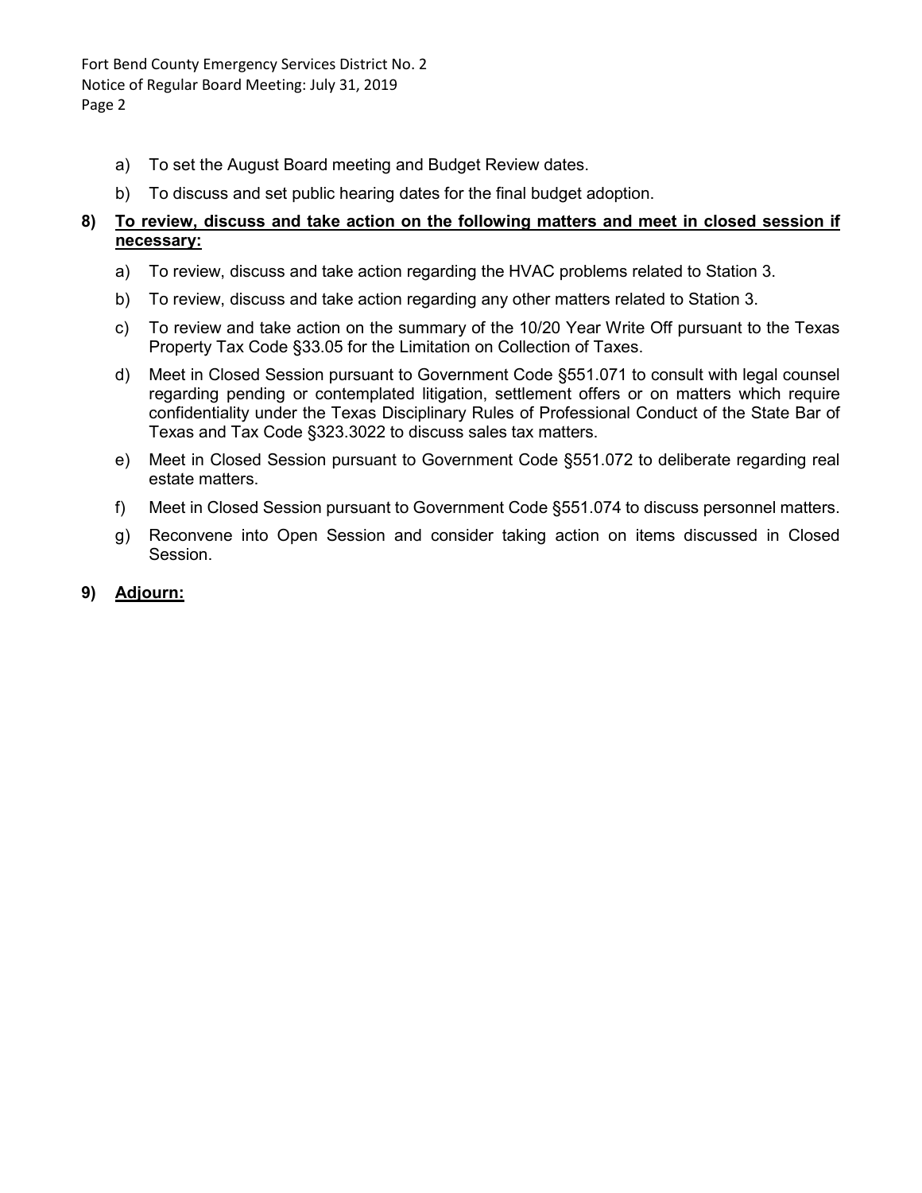a) To set the August Board meeting and Budget Review dates.

b) To discuss and set public hearing dates for the final budget adoption.

**8) <u>To review, discuss and take action on the following matters and meet in closed session if necessary:</u>**

a) To review, discuss and take action regarding the HVAC problems related to Station 3.

b) To review, discuss and take action regarding any other matters related to Station 3.

c) To review and take action on the summary of the 10/20 Year Write Off pursuant to the Texas Property Tax Code §33.05 for the Limitation on Collection of Taxes.

d) Meet in Closed Session pursuant to Government Code §551.071 to consult with legal counsel regarding pending or contemplated litigation, settlement offers or on matters which require confidentiality under the Texas Disciplinary Rules of Professional Conduct of the State Bar of Texas and Tax Code §323.3022 to discuss sales tax matters.

e) Meet in Closed Session pursuant to Government Code §551.072 to deliberate regarding real estate matters.

f) Meet in Closed Session pursuant to Government Code §551.074 to discuss personnel matters.

g) Reconvene into Open Session and consider taking action on items discussed in Closed Session.

**9) <u>Adjourn:</u>**